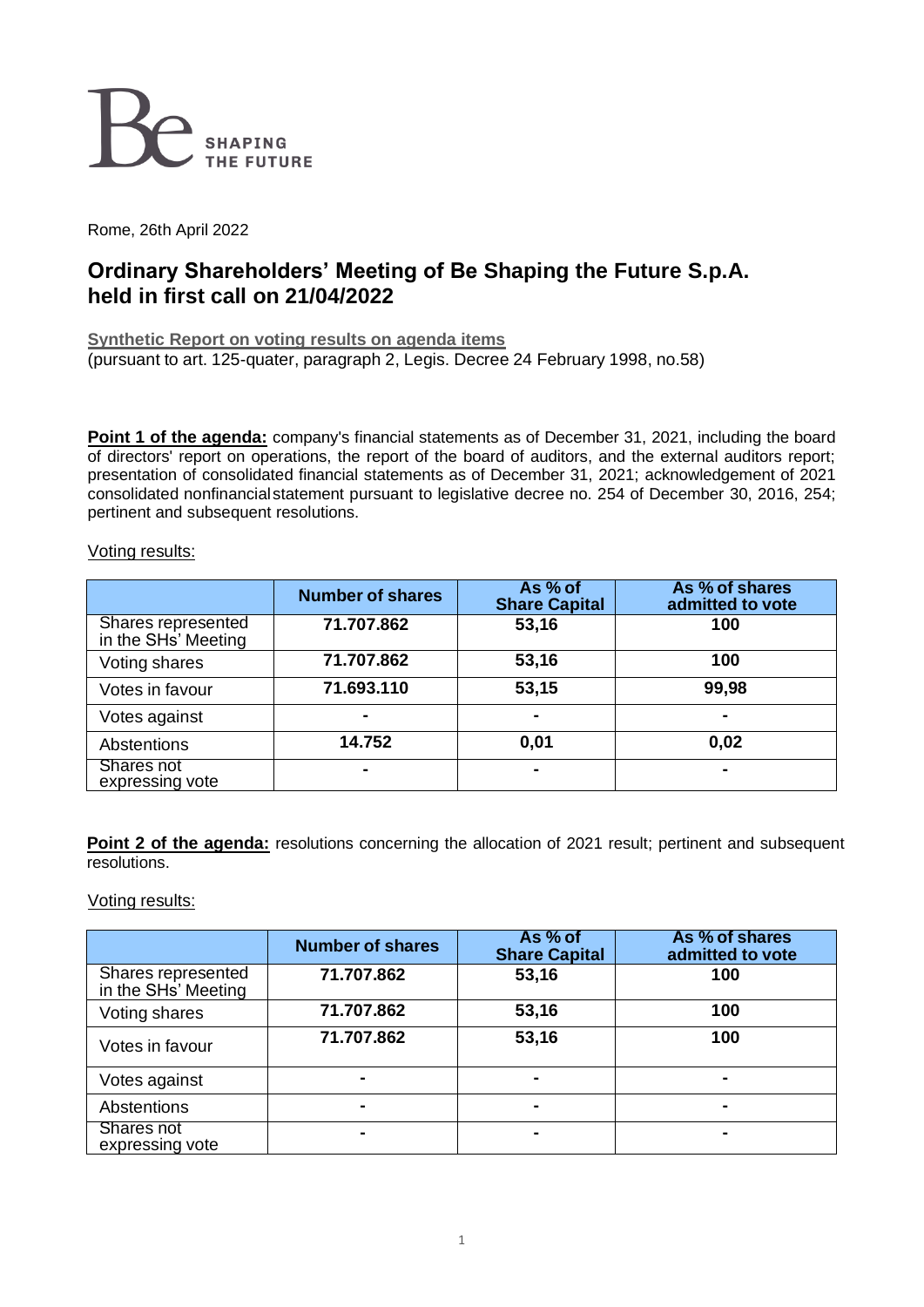Be SHAPING THE FUTURE

Rome, 26th April 2022

# Ordinary Shareholders' Meeting of Be Shaping the Future S.p.A. held in first call on 21/04/2022

**Synthetic Report on voting results on agenda items**
(pursuant to art. 125-quater, paragraph 2, Legis. Decree 24 February 1998, no.58)

**Point 1 of the agenda:** company's financial statements as of December 31, 2021, including the board of directors' report on operations, the report of the board of auditors, and the external auditors report; presentation of consolidated financial statements as of December 31, 2021; acknowledgement of 2021 consolidated nonfinancial statement pursuant to legislative decree no. 254 of December 30, 2016, 254; pertinent and subsequent resolutions.

Voting results:

| | Number of shares | As % of Share Capital | As % of shares admitted to vote |
|---|---|---|---|
| Shares represented in the SHs' Meeting | 71.707.862 | 53,16 | 100 |
| Voting shares | 71.707.862 | 53,16 | 100 |
| Votes in favour | 71.693.110 | 53,15 | 99,98 |
| Votes against | - | - | - |
| Abstentions | 14.752 | 0,01 | 0,02 |
| Shares not expressing vote | - | - | - |

**Point 2 of the agenda:** resolutions concerning the allocation of 2021 result; pertinent and subsequent resolutions.

Voting results:

| | Number of shares | As % of Share Capital | As % of shares admitted to vote |
|---|---|---|---|
| Shares represented in the SHs' Meeting | 71.707.862 | 53,16 | 100 |
| Voting shares | 71.707.862 | 53,16 | 100 |
| Votes in favour | 71.707.862 | 53,16 | 100 |
| Votes against | - | - | - |
| Abstentions | - | - | - |
| Shares not expressing vote | - | - | - |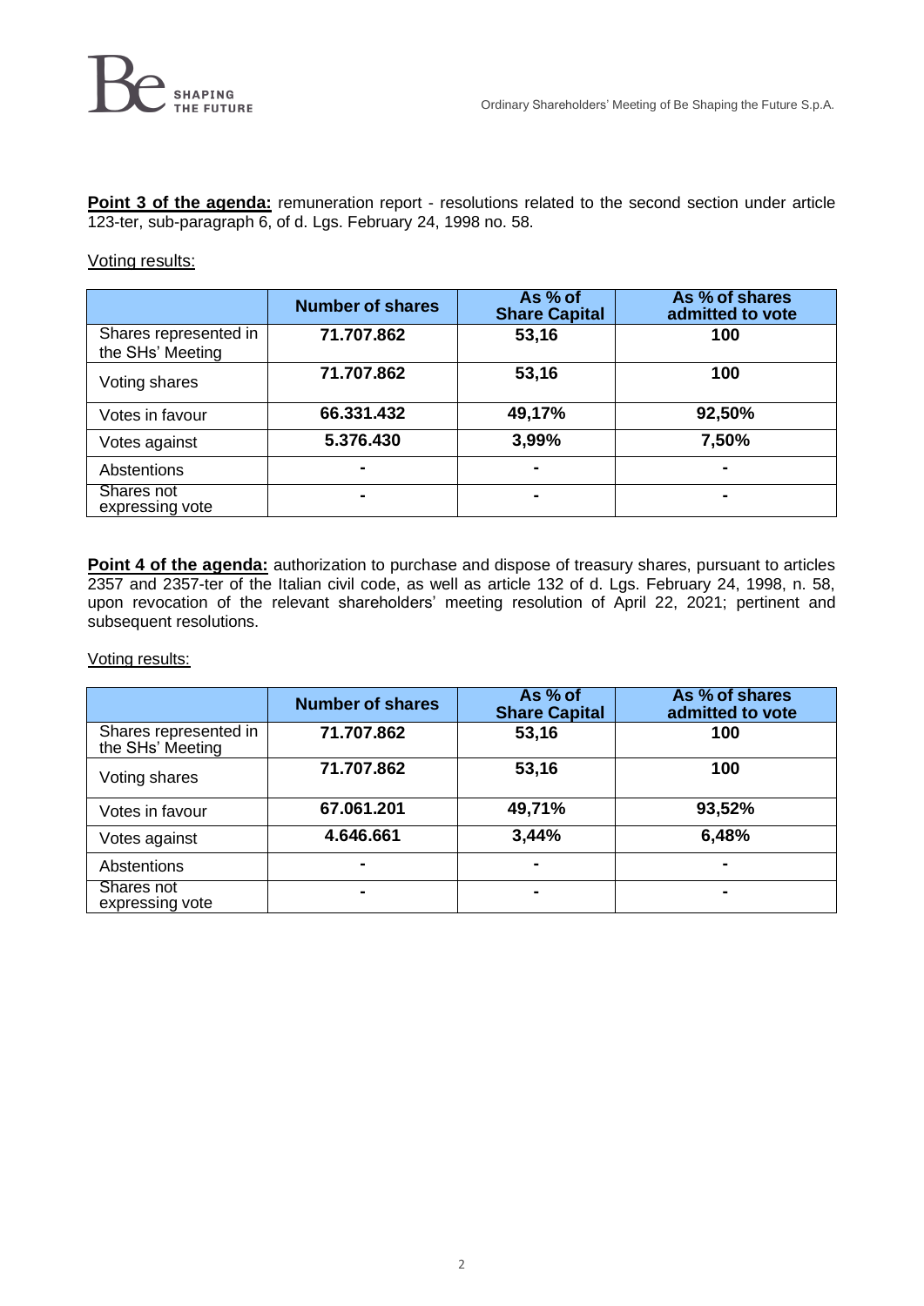**Point 3 of the agenda:** remuneration report - resolutions related to the second section under article 123-ter, sub-paragraph 6, of d. Lgs. February 24, 1998 no. 58.

Voting results:

| | Number of shares | As % of Share Capital | As % of shares admitted to vote |
|---|---|---|---|
| Shares represented in the SHs' Meeting | **71.707.862** | **53,16** | **100** |
| Voting shares | **71.707.862** | **53,16** | **100** |
| Votes in favour | **66.331.432** | **49,17%** | **92,50%** |
| Votes against | **5.376.430** | **3,99%** | **7,50%** |
| Abstentions | **-** | **-** | **-** |
| Shares not expressing vote | **-** | **-** | **-** |

**Point 4 of the agenda:** authorization to purchase and dispose of treasury shares, pursuant to articles 2357 and 2357-ter of the Italian civil code, as well as article 132 of d. Lgs. February 24, 1998, n. 58, upon revocation of the relevant shareholders' meeting resolution of April 22, 2021; pertinent and subsequent resolutions.

Voting results:

| | Number of shares | As % of Share Capital | As % of shares admitted to vote |
|---|---|---|---|
| Shares represented in the SHs' Meeting | **71.707.862** | **53,16** | **100** |
| Voting shares | **71.707.862** | **53,16** | **100** |
| Votes in favour | **67.061.201** | **49,71%** | **93,52%** |
| Votes against | **4.646.661** | **3,44%** | **6,48%** |
| Abstentions | **-** | **-** | **-** |
| Shares not expressing vote | **-** | **-** | **-** |